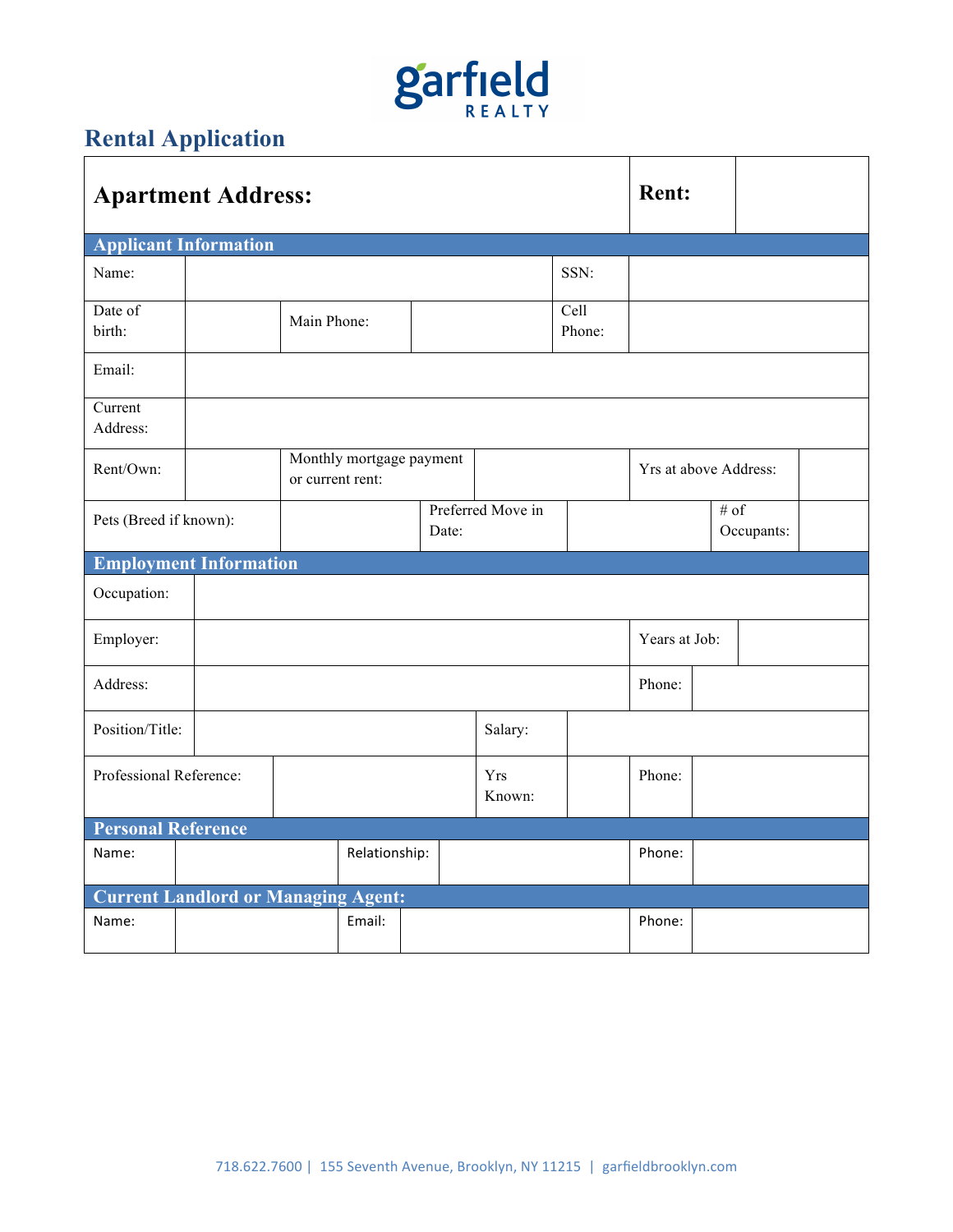garfield REALTY

# Rental Application

| Apartment Address: | | | | | | Rent: | |
|---|---|---|---|---|---|---|---|

## Applicant Information

| | | | | | |
|---|---|---|---|---|---|
| Name: | | | | SSN: | |
| Date of birth: | | Main Phone: | | Cell Phone: | |
| Email: | | | | | |
| Current Address: | | | | | |
| Rent/Own: | | Monthly mortgage payment or current rent: | | Yrs at above Address: | |
| Pets (Breed if known): | | Preferred Move in Date: | | # of Occupants: | |

## Employment Information

| | | | | | |
|---|---|---|---|---|---|
| Occupation: | | | | | |
| Employer: | | | | Years at Job: | |
| Address: | | | | Phone: | |
| Position/Title: | | Salary: | | | |
| Professional Reference: | | Yrs Known: | | Phone: | |

## Personal Reference

| | | | | | |
|---|---|---|---|---|---|
| Name: | | Relationship: | | Phone: | |

## Current Landlord or Managing Agent:

| | | | | | |
|---|---|---|---|---|---|
| Name: | | Email: | | Phone: | |

718.622.7600 | 155 Seventh Avenue, Brooklyn, NY 11215 | garfieldbrooklyn.com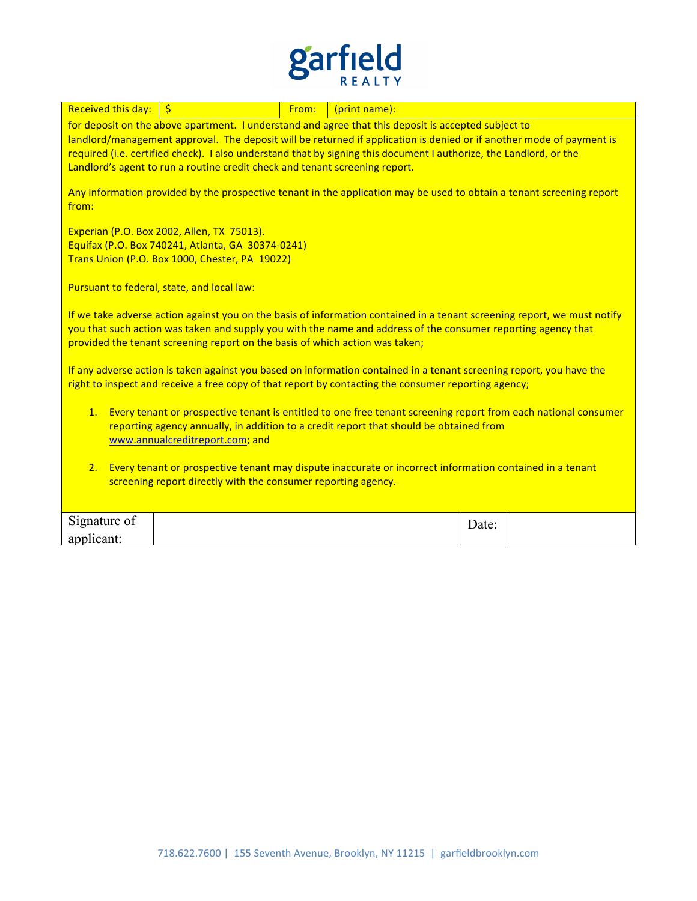garfield REALTY

| Received this day: | $ | From: | (print name): |
| --- | --- | --- | --- |

for deposit on the above apartment. I understand and agree that this deposit is accepted subject to landlord/management approval. The deposit will be returned if application is denied or if another mode of payment is required (i.e. certified check). I also understand that by signing this document I authorize, the Landlord, or the Landlord's agent to run a routine credit check and tenant screening report.

Any information provided by the prospective tenant in the application may be used to obtain a tenant screening report from:

Experian (P.O. Box 2002, Allen, TX 75013).
Equifax (P.O. Box 740241, Atlanta, GA 30374-0241)
Trans Union (P.O. Box 1000, Chester, PA 19022)

Pursuant to federal, state, and local law:

If we take adverse action against you on the basis of information contained in a tenant screening report, we must notify you that such action was taken and supply you with the name and address of the consumer reporting agency that provided the tenant screening report on the basis of which action was taken;

If any adverse action is taken against you based on information contained in a tenant screening report, you have the right to inspect and receive a free copy of that report by contacting the consumer reporting agency;

1. Every tenant or prospective tenant is entitled to one free tenant screening report from each national consumer reporting agency annually, in addition to a credit report that should be obtained from www.annualcreditreport.com; and
2. Every tenant or prospective tenant may dispute inaccurate or incorrect information contained in a tenant screening report directly with the consumer reporting agency.

| Signature of applicant: | | Date: | |
| --- | --- | --- | --- |

718.622.7600 | 155 Seventh Avenue, Brooklyn, NY 11215 | garfieldbrooklyn.com